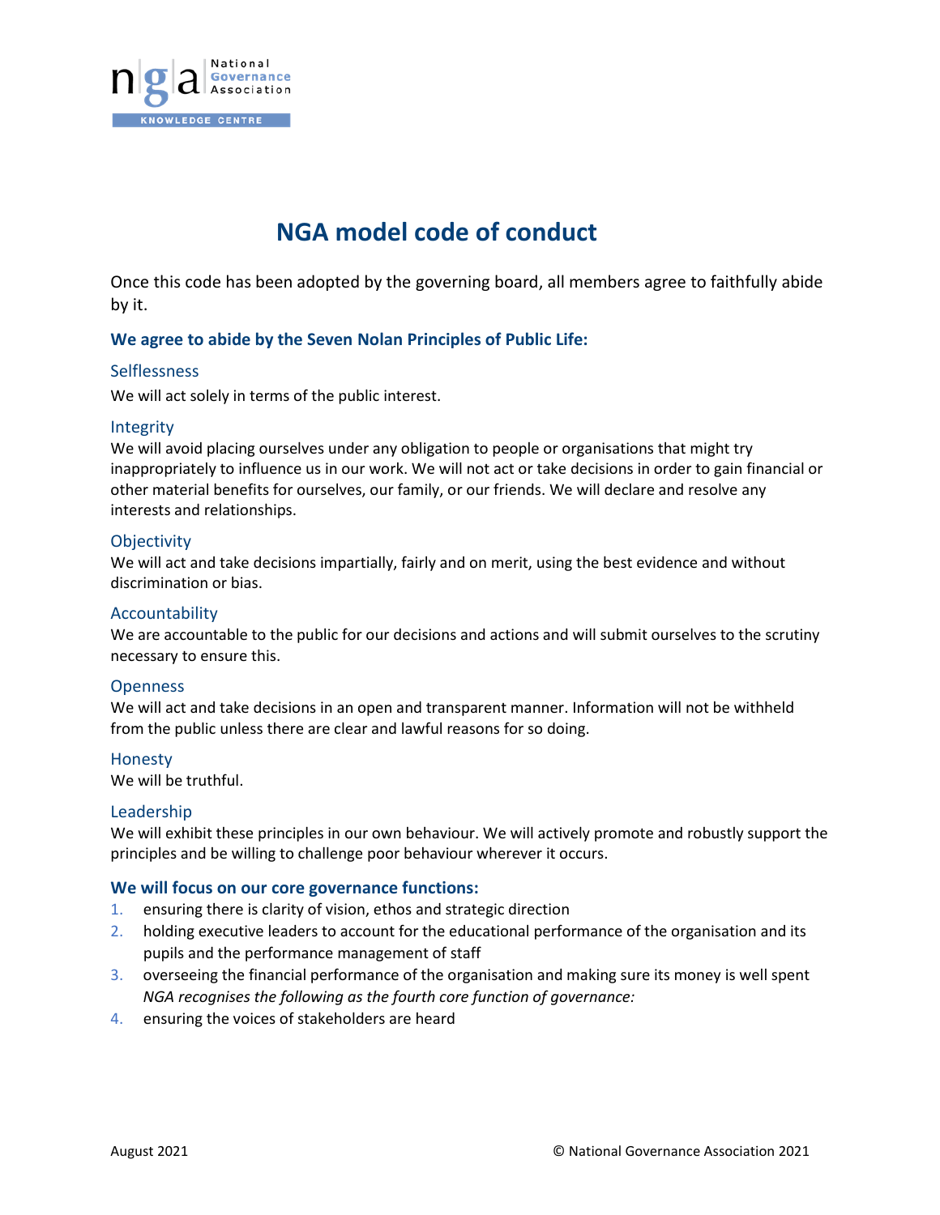# NGA model code of conduct

Once this code has been adopted by the governing board, all members agree to faithfully abide by it.

## We agree to abide by the Seven Nolan Principles of Public Life:

### Selflessness

We will act solely in terms of the public interest.

### Integrity

We will avoid placing ourselves under any obligation to people or organisations that might try inappropriately to influence us in our work. We will not act or take decisions in order to gain financial or other material benefits for ourselves, our family, or our friends. We will declare and resolve any interests and relationships.

### Objectivity

We will act and take decisions impartially, fairly and on merit, using the best evidence and without discrimination or bias.

### Accountability

We are accountable to the public for our decisions and actions and will submit ourselves to the scrutiny necessary to ensure this.

### Openness

We will act and take decisions in an open and transparent manner. Information will not be withheld from the public unless there are clear and lawful reasons for so doing.

### Honesty

We will be truthful.

### Leadership

We will exhibit these principles in our own behaviour. We will actively promote and robustly support the principles and be willing to challenge poor behaviour wherever it occurs.

## We will focus on our core governance functions:

1. ensuring there is clarity of vision, ethos and strategic direction
2. holding executive leaders to account for the educational performance of the organisation and its pupils and the performance management of staff
3. overseeing the financial performance of the organisation and making sure its money is well spent
   *NGA recognises the following as the fourth core function of governance:*
4. ensuring the voices of stakeholders are heard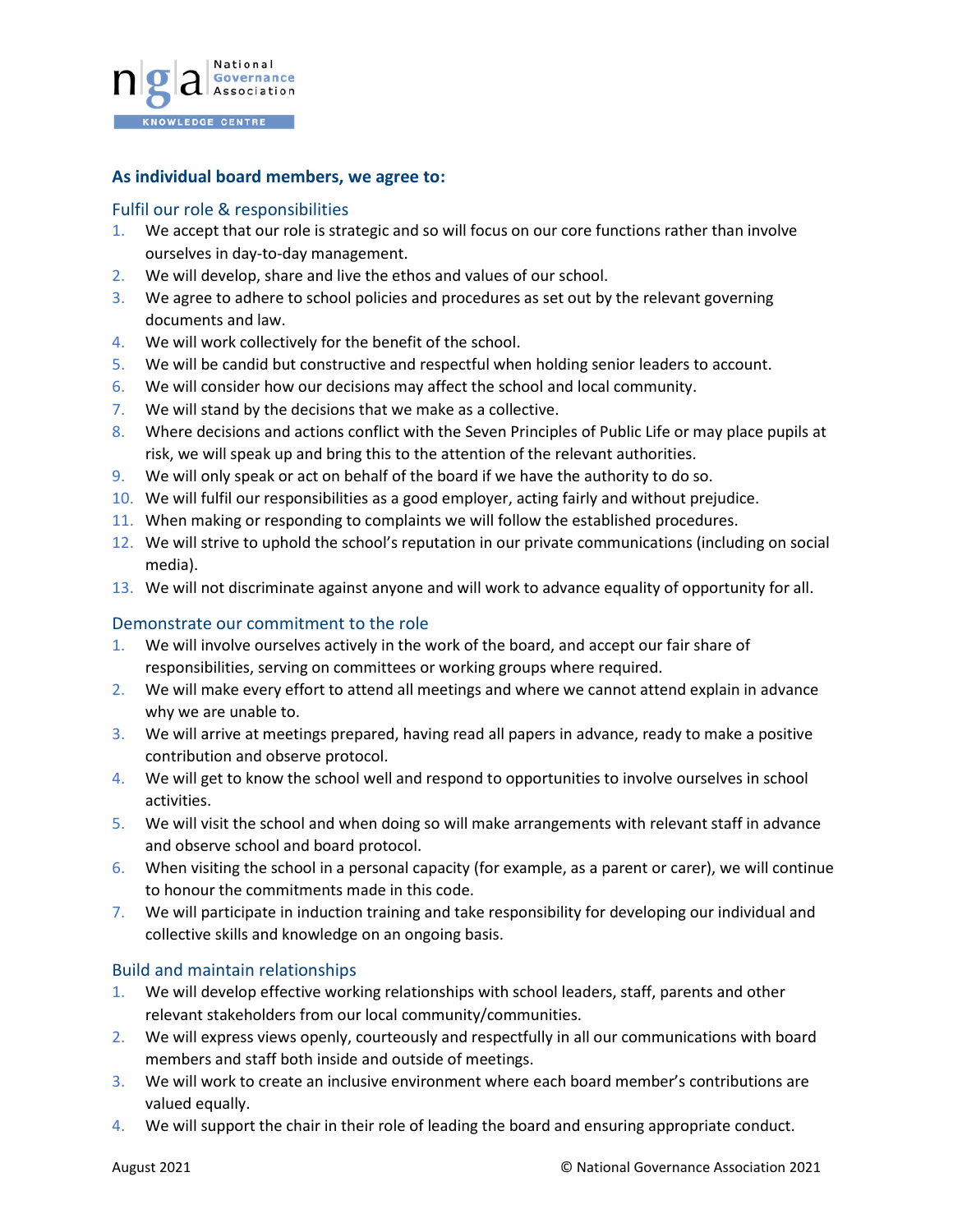## As individual board members, we agree to:

### Fulfil our role & responsibilities

1. We accept that our role is strategic and so will focus on our core functions rather than involve ourselves in day-to-day management.
2. We will develop, share and live the ethos and values of our school.
3. We agree to adhere to school policies and procedures as set out by the relevant governing documents and law.
4. We will work collectively for the benefit of the school.
5. We will be candid but constructive and respectful when holding senior leaders to account.
6. We will consider how our decisions may affect the school and local community.
7. We will stand by the decisions that we make as a collective.
8. Where decisions and actions conflict with the Seven Principles of Public Life or may place pupils at risk, we will speak up and bring this to the attention of the relevant authorities.
9. We will only speak or act on behalf of the board if we have the authority to do so.
10. We will fulfil our responsibilities as a good employer, acting fairly and without prejudice.
11. When making or responding to complaints we will follow the established procedures.
12. We will strive to uphold the school's reputation in our private communications (including on social media).
13. We will not discriminate against anyone and will work to advance equality of opportunity for all.

### Demonstrate our commitment to the role

1. We will involve ourselves actively in the work of the board, and accept our fair share of responsibilities, serving on committees or working groups where required.
2. We will make every effort to attend all meetings and where we cannot attend explain in advance why we are unable to.
3. We will arrive at meetings prepared, having read all papers in advance, ready to make a positive contribution and observe protocol.
4. We will get to know the school well and respond to opportunities to involve ourselves in school activities.
5. We will visit the school and when doing so will make arrangements with relevant staff in advance and observe school and board protocol.
6. When visiting the school in a personal capacity (for example, as a parent or carer), we will continue to honour the commitments made in this code.
7. We will participate in induction training and take responsibility for developing our individual and collective skills and knowledge on an ongoing basis.

### Build and maintain relationships

1. We will develop effective working relationships with school leaders, staff, parents and other relevant stakeholders from our local community/communities.
2. We will express views openly, courteously and respectfully in all our communications with board members and staff both inside and outside of meetings.
3. We will work to create an inclusive environment where each board member's contributions are valued equally.
4. We will support the chair in their role of leading the board and ensuring appropriate conduct.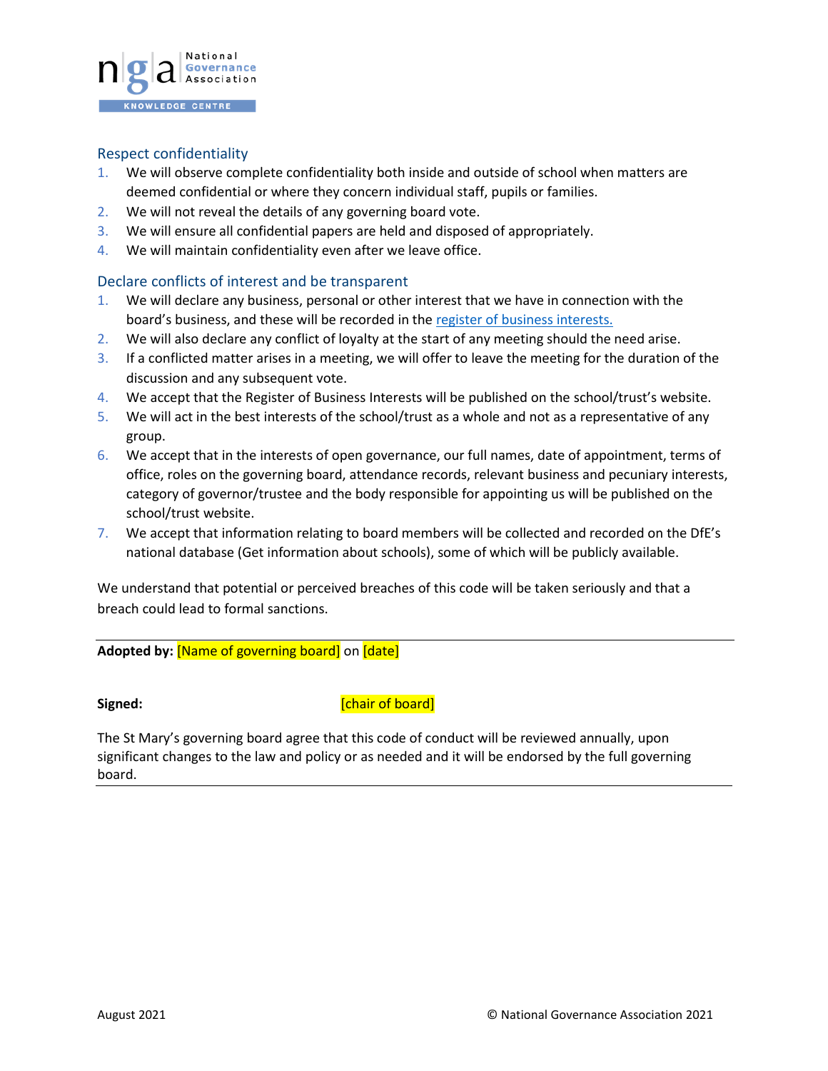## Respect confidentiality

1. We will observe complete confidentiality both inside and outside of school when matters are deemed confidential or where they concern individual staff, pupils or families.
2. We will not reveal the details of any governing board vote.
3. We will ensure all confidential papers are held and disposed of appropriately.
4. We will maintain confidentiality even after we leave office.

## Declare conflicts of interest and be transparent

1. We will declare any business, personal or other interest that we have in connection with the board's business, and these will be recorded in the register of business interests.
2. We will also declare any conflict of loyalty at the start of any meeting should the need arise.
3. If a conflicted matter arises in a meeting, we will offer to leave the meeting for the duration of the discussion and any subsequent vote.
4. We accept that the Register of Business Interests will be published on the school/trust's website.
5. We will act in the best interests of the school/trust as a whole and not as a representative of any group.
6. We accept that in the interests of open governance, our full names, date of appointment, terms of office, roles on the governing board, attendance records, relevant business and pecuniary interests, category of governor/trustee and the body responsible for appointing us will be published on the school/trust website.
7. We accept that information relating to board members will be collected and recorded on the DfE's national database (Get information about schools), some of which will be publicly available.

We understand that potential or perceived breaches of this code will be taken seriously and that a breach could lead to formal sanctions.

---

**Adopted by:** [Name of governing board] on [date]

**Signed:** [chair of board]

The St Mary's governing board agree that this code of conduct will be reviewed annually, upon significant changes to the law and policy or as needed and it will be endorsed by the full governing board.

---